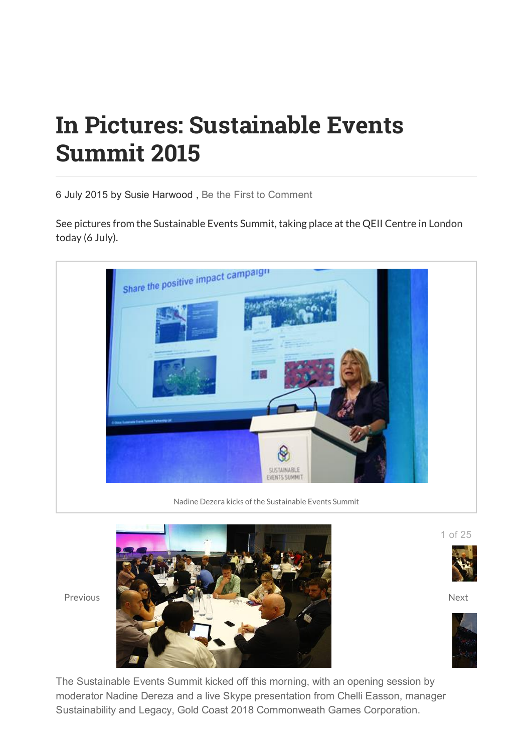# In Pictures: Sustainable Events Summit 2015

6 July 2015 by Susie Harwood , Be the First to Comment

See pictures from the Sustainable Events Summit, taking place at the QEII Centre in London today (6 July).

Nadine Dezera kicks of the Sustainable Events Summit

1 of 25

Previous

Next

The Sustainable Events Summit kicked off this morning, with an opening session by moderator Nadine Dereza and a live Skype presentation from Chelli Easson, manager Sustainability and Legacy, Gold Coast 2018 Commonweath Games Corporation.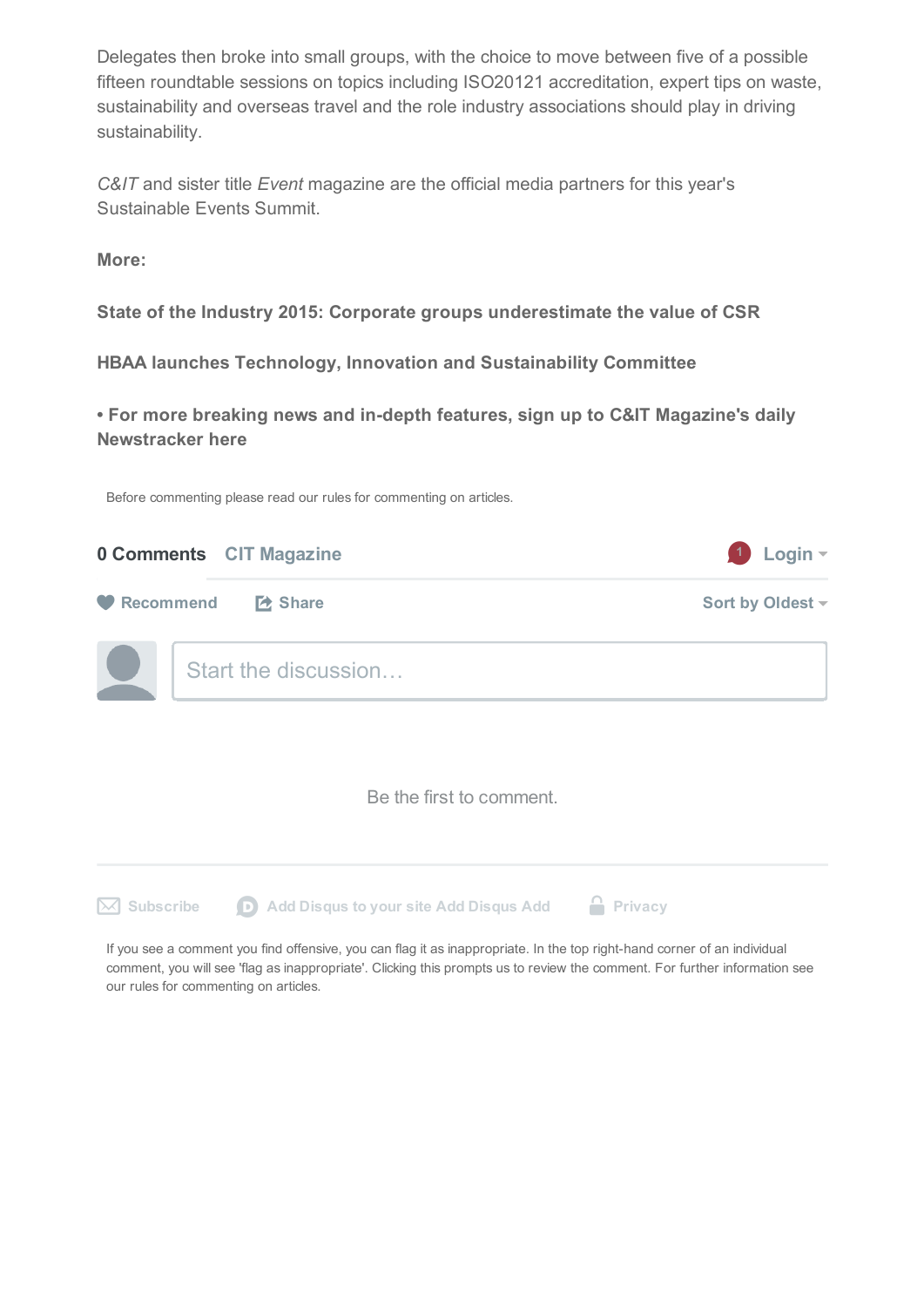Delegates then broke into small groups, with the choice to move between five of a possible fifteen roundtable sessions on topics including ISO20121 accreditation, expert tips on waste, sustainability and overseas travel and the role industry associations should play in driving sustainability.

*C&IT* and sister title *Event* magazine are the official media partners for this year's Sustainable Events Summit.

**More:**

**State of the Industry 2015: Corporate groups underestimate the value of CSR**

**HBAA launches Technology, Innovation and Sustainability Committee**

**• For more breaking news and in-depth features, sign up to C&IT Magazine's daily Newstracker here**

Before commenting please read our rules for commenting on articles.

**0 Comments** CIT Magazine — 1 Login

Recommend   Share   Sort by Oldest

Start the discussion…

Be the first to comment.

Subscribe   Add Disqus to your site Add Disqus Add   Privacy

If you see a comment you find offensive, you can flag it as inappropriate. In the top right-hand corner of an individual comment, you will see 'flag as inappropriate'. Clicking this prompts us to review the comment. For further information see our rules for commenting on articles.